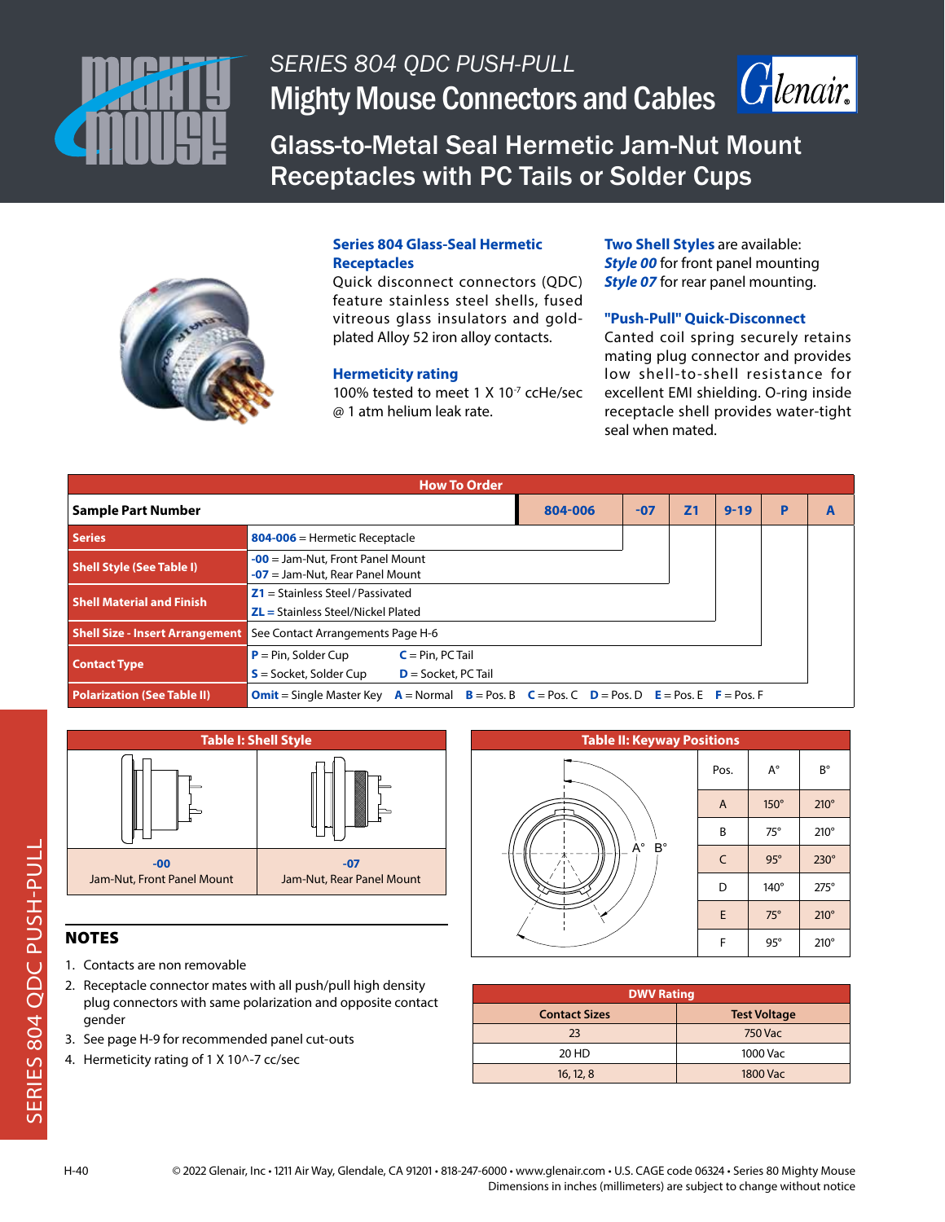# SERIES 804 QDC PUSH-PULL

## Mighty Mouse Connectors and Cables

## Glass-to-Metal Seal Hermetic Jam-Nut Mount Receptacles with PC Tails or Solder Cups

**Series 804 Glass-Seal Hermetic Receptacles**
Quick disconnect connectors (QDC) feature stainless steel shells, fused vitreous glass insulators and gold-plated Alloy 52 iron alloy contacts.

**Hermeticity rating**
100% tested to meet 1 X $10^{-7}$ ccHe/sec @ 1 atm helium leak rate.

**Two Shell Styles** are available:
***Style 00*** for front panel mounting
***Style 07*** for rear panel mounting.

**"Push-Pull" Quick-Disconnect**
Canted coil spring securely retains mating plug connector and provides low shell-to-shell resistance for excellent EMI shielding. O-ring inside receptacle shell provides water-tight seal when mated.

### How To Order

| Sample Part Number | 804-006 | -07 | Z1 | 9-19 | P | A |
|---|---|---|---|---|---|---|
| **Series** | **804-006** = Hermetic Receptacle | | | | | |
| **Shell Style (See Table I)** | **-00** = Jam-Nut, Front Panel Mount; **-07** = Jam-Nut, Rear Panel Mount | | | | | |
| **Shell Material and Finish** | **Z1** = Stainless Steel / Passivated; **ZL** = Stainless Steel/Nickel Plated | | | | | |
| **Shell Size - Insert Arrangement** | See Contact Arrangements Page H-6 | | | | | |
| **Contact Type** | **P** = Pin, Solder Cup; **C** = Pin, PC Tail; **S** = Socket, Solder Cup; **D** = Socket, PC Tail | | | | | |
| **Polarization (See Table II)** | **Omit** = Single Master Key **A** = Normal **B** = Pos. B **C** = Pos. C **D** = Pos. D **E** = Pos. E **F** = Pos. F | | | | | |

### Table I: Shell Style

| -00 | -07 |
|---|---|
| Jam-Nut, Front Panel Mount | Jam-Nut, Rear Panel Mount |

### Table II: Keyway Positions

| Pos. | A° | B° |
|---|---|---|
| A | 150° | 210° |
| B | 75° | 210° |
| C | 95° | 230° |
| D | 140° | 275° |
| E | 75° | 210° |
| F | 95° | 210° |

### DWV Rating

| Contact Sizes | Test Voltage |
|---|---|
| 23 | 750 Vac |
| 20 HD | 1000 Vac |
| 16, 12, 8 | 1800 Vac |

## NOTES

1. Contacts are non removable
2. Receptacle connector mates with all push/pull high density plug connectors with same polarization and opposite contact gender
3. See page H-9 for recommended panel cut-outs
4. Hermeticity rating of 1 X 10^-7 cc/sec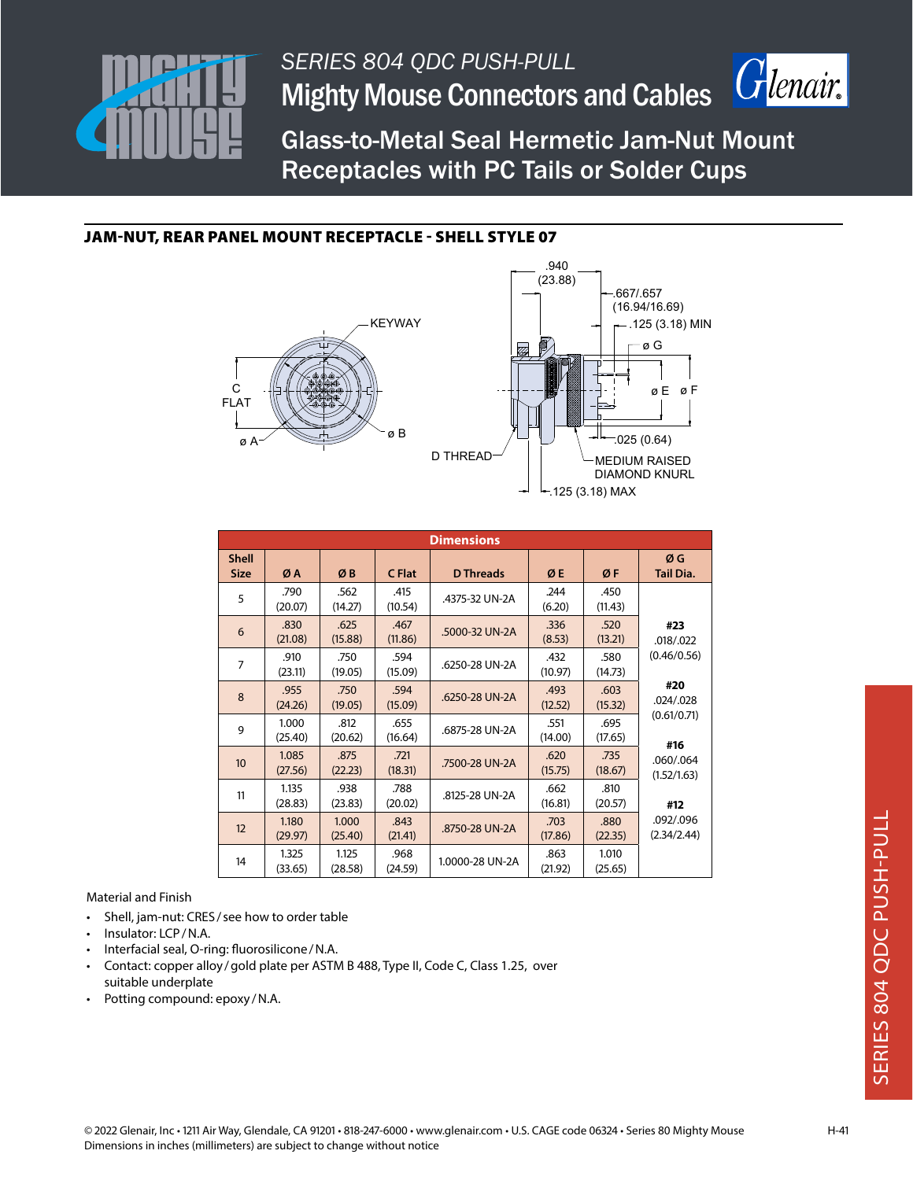# SERIES 804 QDC PUSH-PULL

## Mighty Mouse Connectors and Cables

## Glass-to-Metal Seal Hermetic Jam-Nut Mount Receptacles with PC Tails or Solder Cups

### JAM-NUT, REAR PANEL MOUNT RECEPTACLE - SHELL STYLE 07

KEYWAY

C FLAT

ø A

ø B

D THREAD

.940 (23.88)

.667/.657 (16.94/16.69)

.125 (3.18) MIN

ø G

ø E ø F

.025 (0.64)

MEDIUM RAISED DIAMOND KNURL

.125 (3.18) MAX

| Dimensions | | | | | | | |
|---|---|---|---|---|---|---|---|
| Shell Size | Ø A | Ø B | C Flat | D Threads | Ø E | Ø F | Ø G Tail Dia. |
| 5 | .790 (20.07) | .562 (14.27) | .415 (10.54) | .4375-32 UN-2A | .244 (6.20) | .450 (11.43) | **#23** .018/.022 (0.46/0.56) **#20** .024/.028 (0.61/0.71) **#16** .060/.064 (1.52/1.63) **#12** .092/.096 (2.34/2.44) |
| 6 | .830 (21.08) | .625 (15.88) | .467 (11.86) | .5000-32 UN-2A | .336 (8.53) | .520 (13.21) | |
| 7 | .910 (23.11) | .750 (19.05) | .594 (15.09) | .6250-28 UN-2A | .432 (10.97) | .580 (14.73) | |
| 8 | .955 (24.26) | .750 (19.05) | .594 (15.09) | .6250-28 UN-2A | .493 (12.52) | .603 (15.32) | |
| 9 | 1.000 (25.40) | .812 (20.62) | .655 (16.64) | .6875-28 UN-2A | .551 (14.00) | .695 (17.65) | |
| 10 | 1.085 (27.56) | .875 (22.23) | .721 (18.31) | .7500-28 UN-2A | .620 (15.75) | .735 (18.67) | |
| 11 | 1.135 (28.83) | .938 (23.83) | .788 (20.02) | .8125-28 UN-2A | .662 (16.81) | .810 (20.57) | |
| 12 | 1.180 (29.97) | 1.000 (25.40) | .843 (21.41) | .8750-28 UN-2A | .703 (17.86) | .880 (22.35) | |
| 14 | 1.325 (33.65) | 1.125 (28.58) | .968 (24.59) | 1.0000-28 UN-2A | .863 (21.92) | 1.010 (25.65) | |

Material and Finish

- Shell, jam-nut: CRES / see how to order table
- Insulator: LCP / N.A.
- Interfacial seal, O-ring: fluorosilicone / N.A.
- Contact: copper alloy / gold plate per ASTM B 488, Type II, Code C, Class 1.25, over suitable underplate
- Potting compound: epoxy / N.A.

© 2022 Glenair, Inc • 1211 Air Way, Glendale, CA 91201 • 818-247-6000 • www.glenair.com • U.S. CAGE code 06324 • Series 80 Mighty Mouse
Dimensions in inches (millimeters) are subject to change without notice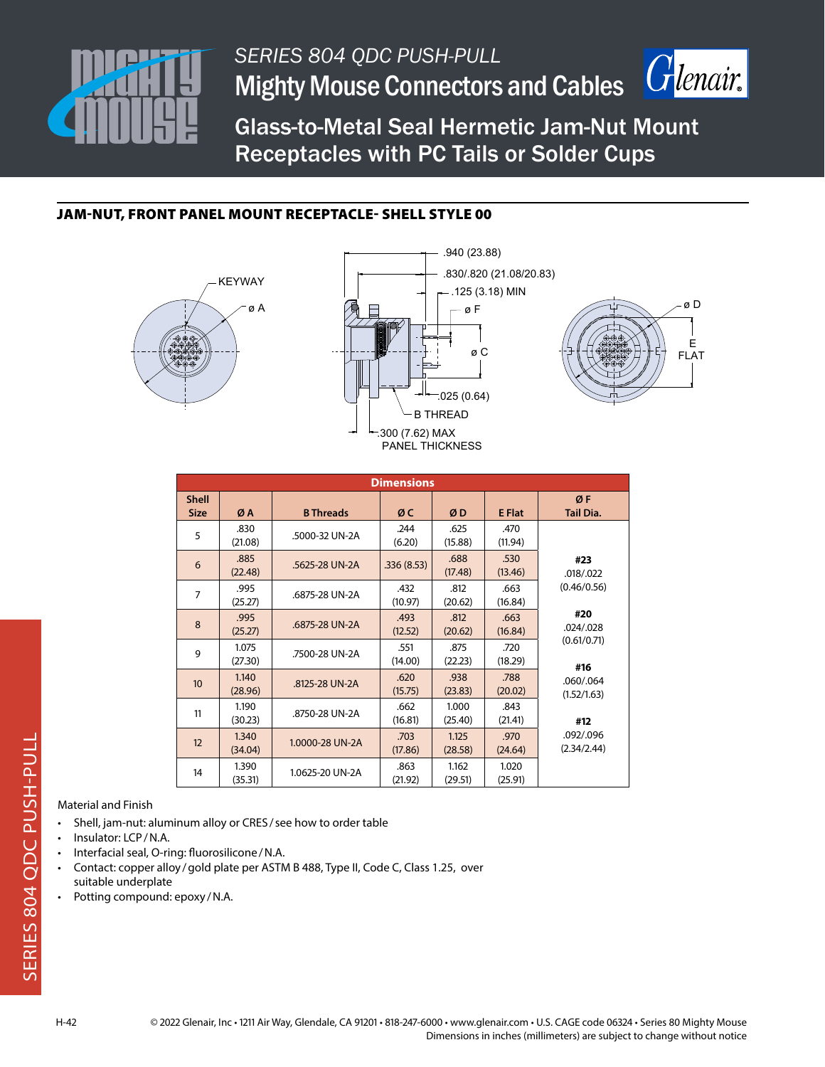# SERIES 804 QDC PUSH-PULL

## Mighty Mouse Connectors and Cables

## Glass-to-Metal Seal Hermetic Jam-Nut Mount Receptacles with PC Tails or Solder Cups

### JAM-NUT, FRONT PANEL MOUNT RECEPTACLE- SHELL STYLE 00

KEYWAY
ø A
.940 (23.88)
.830/.820 (21.08/20.83)
.125 (3.18) MIN
ø F
ø C
.025 (0.64)
B THREAD
.300 (7.62) MAX
PANEL THICKNESS
ø D
E
FLAT

| Dimensions | | | | | | |
|---|---|---|---|---|---|---|
| Shell Size | Ø A | B Threads | Ø C | Ø D | E Flat | Ø F Tail Dia. |
| 5 | .830 (21.08) | .5000-32 UN-2A | .244 (6.20) | .625 (15.88) | .470 (11.94) | #23 .018/.022 (0.46/0.56)<br>#20 .024/.028 (0.61/0.71)<br>#16 .060/.064 (1.52/1.63)<br>#12 .092/.096 (2.34/2.44) |
| 6 | .885 (22.48) | .5625-28 UN-2A | .336 (8.53) | .688 (17.48) | .530 (13.46) | |
| 7 | .995 (25.27) | .6875-28 UN-2A | .432 (10.97) | .812 (20.62) | .663 (16.84) | |
| 8 | .995 (25.27) | .6875-28 UN-2A | .493 (12.52) | .812 (20.62) | .663 (16.84) | |
| 9 | 1.075 (27.30) | .7500-28 UN-2A | .551 (14.00) | .875 (22.23) | .720 (18.29) | |
| 10 | 1.140 (28.96) | .8125-28 UN-2A | .620 (15.75) | .938 (23.83) | .788 (20.02) | |
| 11 | 1.190 (30.23) | .8750-28 UN-2A | .662 (16.81) | 1.000 (25.40) | .843 (21.41) | |
| 12 | 1.340 (34.04) | 1.0000-28 UN-2A | .703 (17.86) | 1.125 (28.58) | .970 (24.64) | |
| 14 | 1.390 (35.31) | 1.0625-20 UN-2A | .863 (21.92) | 1.162 (29.51) | 1.020 (25.91) | |

Material and Finish

- Shell, jam-nut: aluminum alloy or CRES / see how to order table
- Insulator: LCP / N.A.
- Interfacial seal, O-ring: fluorosilicone / N.A.
- Contact: copper alloy / gold plate per ASTM B 488, Type II, Code C, Class 1.25, over suitable underplate
- Potting compound: epoxy / N.A.